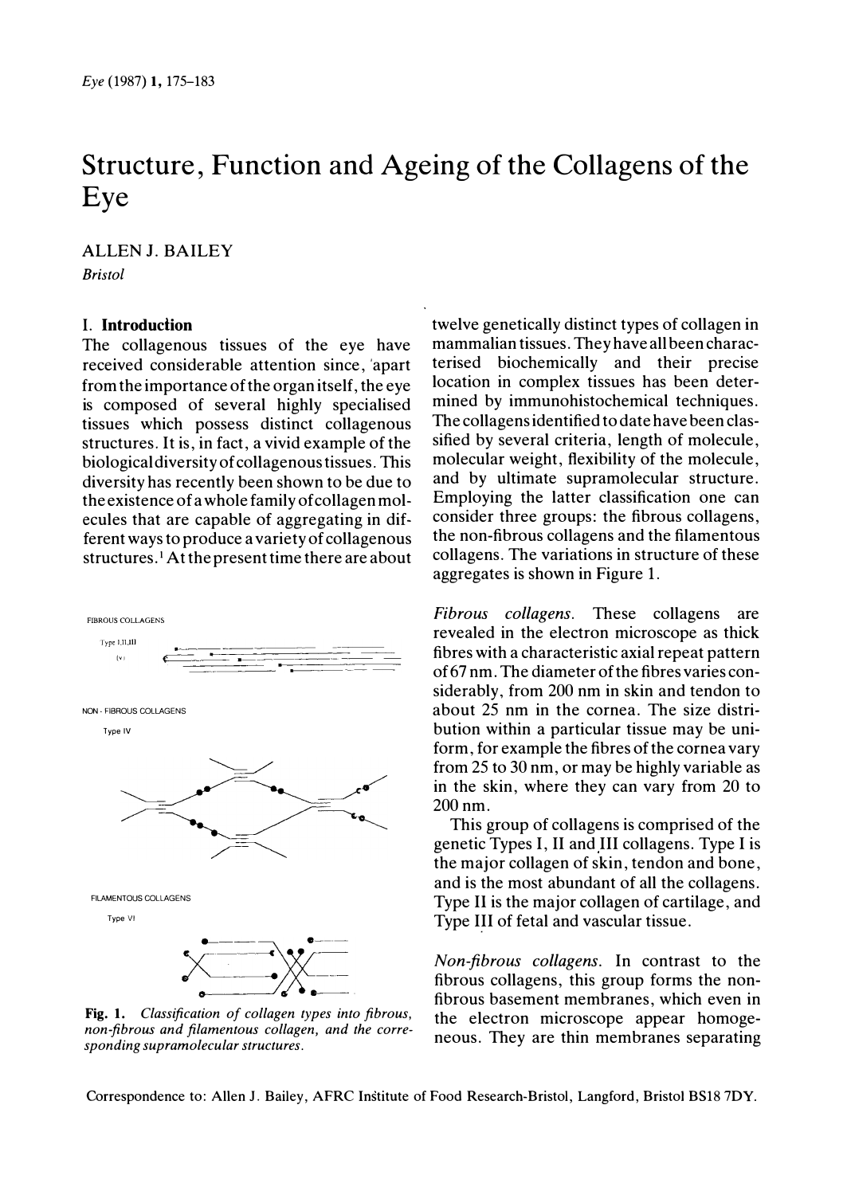# Structure, Function and Ageing of the Collagens of the Eye

ALLEN J. BAILEY

*Bristol*

## I. Introduction

The collagenous tissues of the eye have received considerable attention since, apart from the importance of the organ itself, the eye is composed of several highly specialised tissues which possess distinct collagenous structures. It is, in fact, a vivid example of the biological diversity of collagenous tissues. This diversity has recently been shown to be due to the existence of a whole family of collagen molecules that are capable of aggregating in different ways to produce a variety of collagenous structures.[1] At the present time there are about twelve genetically distinct types of collagen in mammalian tissues. They have all been characterised biochemically and their precise location in complex tissues has been determined by immunohistochemical techniques. The collagens identified to date have been classified by several criteria, length of molecule, molecular weight, flexibility of the molecule, and by ultimate supramolecular structure. Employing the latter classification one can consider three groups: the fibrous collagens, the non-fibrous collagens and the filamentous collagens. The variations in structure of these aggregates is shown in Figure 1.

FIBROUS COLLAGENS

Type I,II,III (V)

NON - FIBROUS COLLAGENS

Type IV

FILAMENTOUS COLLAGENS

Type VI

**Fig. 1.** *Classification of collagen types into fibrous, non-fibrous and filamentous collagen, and the corresponding supramolecular structures.*

*Fibrous collagens.* These collagens are revealed in the electron microscope as thick fibres with a characteristic axial repeat pattern of 67 nm. The diameter of the fibres varies considerably, from 200 nm in skin and tendon to about 25 nm in the cornea. The size distribution within a particular tissue may be uniform, for example the fibres of the cornea vary from 25 to 30 nm, or may be highly variable as in the skin, where they can vary from 20 to 200 nm.

This group of collagens is comprised of the genetic Types I, II and III collagens. Type I is the major collagen of skin, tendon and bone, and is the most abundant of all the collagens. Type II is the major collagen of cartilage, and Type III of fetal and vascular tissue.

*Non-fibrous collagens.* In contrast to the fibrous collagens, this group forms the non-fibrous basement membranes, which even in the electron microscope appear homogeneous. They are thin membranes separating

Correspondence to: Allen J. Bailey, AFRC Institute of Food Research-Bristol, Langford, Bristol BS18 7DY.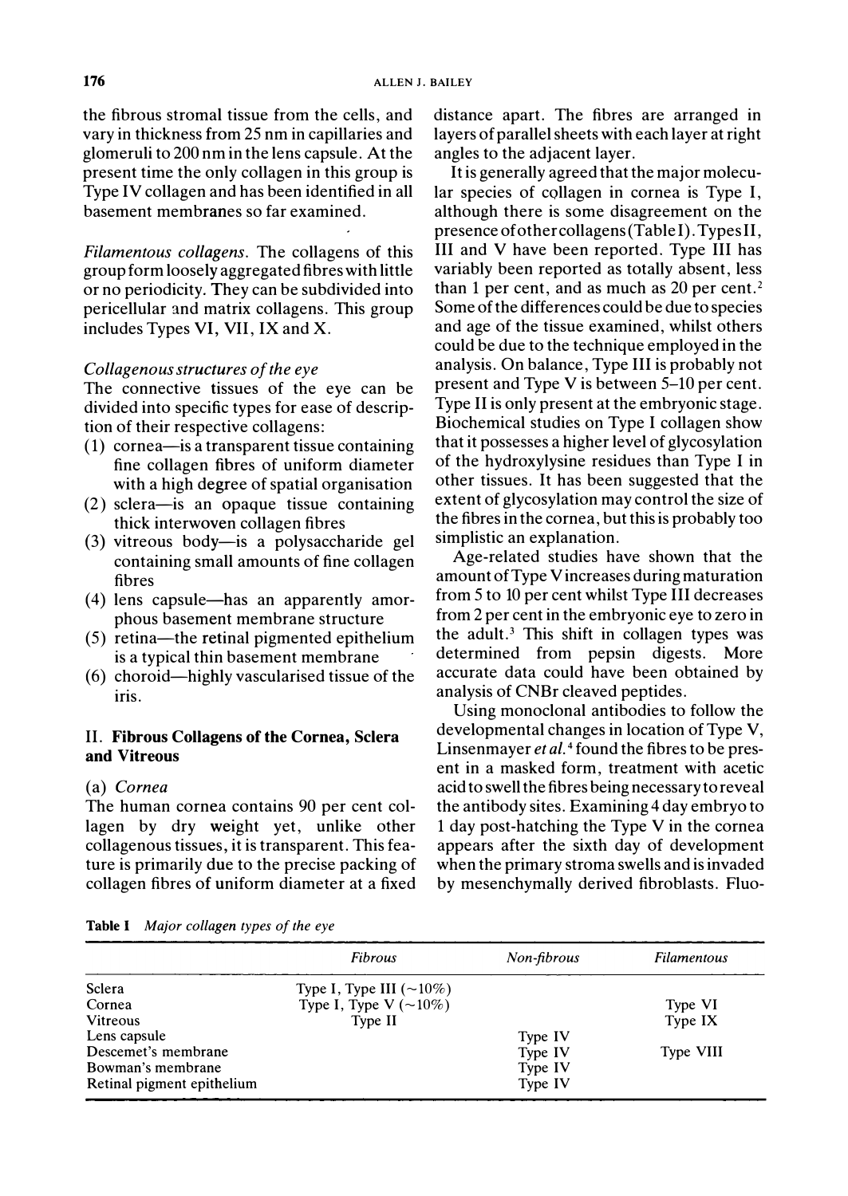the fibrous stromal tissue from the cells, and vary in thickness from 25 nm in capillaries and glomeruli to 200 nm in the lens capsule. At the present time the only collagen in this group is Type IV collagen and has been identified in all basement membranes so far examined.

*Filamentous collagens.* The collagens of this group form loosely aggregated fibres with little or no periodicity. They can be subdivided into pericellular and matrix collagens. This group includes Types VI, VII, IX and X.

*Collagenous structures of the eye*

The connective tissues of the eye can be divided into specific types for ease of description of their respective collagens:

(1) cornea—is a transparent tissue containing fine collagen fibres of uniform diameter with a high degree of spatial organisation
(2) sclera—is an opaque tissue containing thick interwoven collagen fibres
(3) vitreous body—is a polysaccharide gel containing small amounts of fine collagen fibres
(4) lens capsule—has an apparently amorphous basement membrane structure
(5) retina—the retinal pigmented epithelium is a typical thin basement membrane
(6) choroid—highly vascularised tissue of the iris.

## II. Fibrous Collagens of the Cornea, Sclera and Vitreous

### (a) *Cornea*

The human cornea contains 90 per cent collagen by dry weight yet, unlike other collagenous tissues, it is transparent. This feature is primarily due to the precise packing of collagen fibres of uniform diameter at a fixed distance apart. The fibres are arranged in layers of parallel sheets with each layer at right angles to the adjacent layer.

It is generally agreed that the major molecular species of collagen in cornea is Type I, although there is some disagreement on the presence of other collagens (Table I). Types II, III and V have been reported. Type III has variably been reported as totally absent, less than 1 per cent, and as much as 20 per cent.[2] Some of the differences could be due to species and age of the tissue examined, whilst others could be due to the technique employed in the analysis. On balance, Type III is probably not present and Type V is between 5–10 per cent. Type II is only present at the embryonic stage. Biochemical studies on Type I collagen show that it possesses a higher level of glycosylation of the hydroxylysine residues than Type I in other tissues. It has been suggested that the extent of glycosylation may control the size of the fibres in the cornea, but this is probably too simplistic an explanation.

Age-related studies have shown that the amount of Type V increases during maturation from 5 to 10 per cent whilst Type III decreases from 2 per cent in the embryonic eye to zero in the adult.[3] This shift in collagen types was determined from pepsin digests. More accurate data could have been obtained by analysis of CNBr cleaved peptides.

Using monoclonal antibodies to follow the developmental changes in location of Type V, Linsenmayer *et al.*[4] found the fibres to be present in a masked form, treatment with acetic acid to swell the fibres being necessary to reveal the antibody sites. Examining 4 day embryo to 1 day post-hatching the Type V in the cornea appears after the sixth day of development when the primary stroma swells and is invaded by mesenchymally derived fibroblasts. Fluo-

**Table I** *Major collagen types of the eye*

| | *Fibrous* | *Non-fibrous* | *Filamentous* |
|---|---|---|---|
| Sclera | Type I, Type III (~10%) | | |
| Cornea | Type I, Type V (~10%) | | Type VI |
| Vitreous | Type II | | Type IX |
| Lens capsule | | Type IV | |
| Descemet's membrane | | Type IV | Type VIII |
| Bowman's membrane | | Type IV | |
| Retinal pigment epithelium | | Type IV | |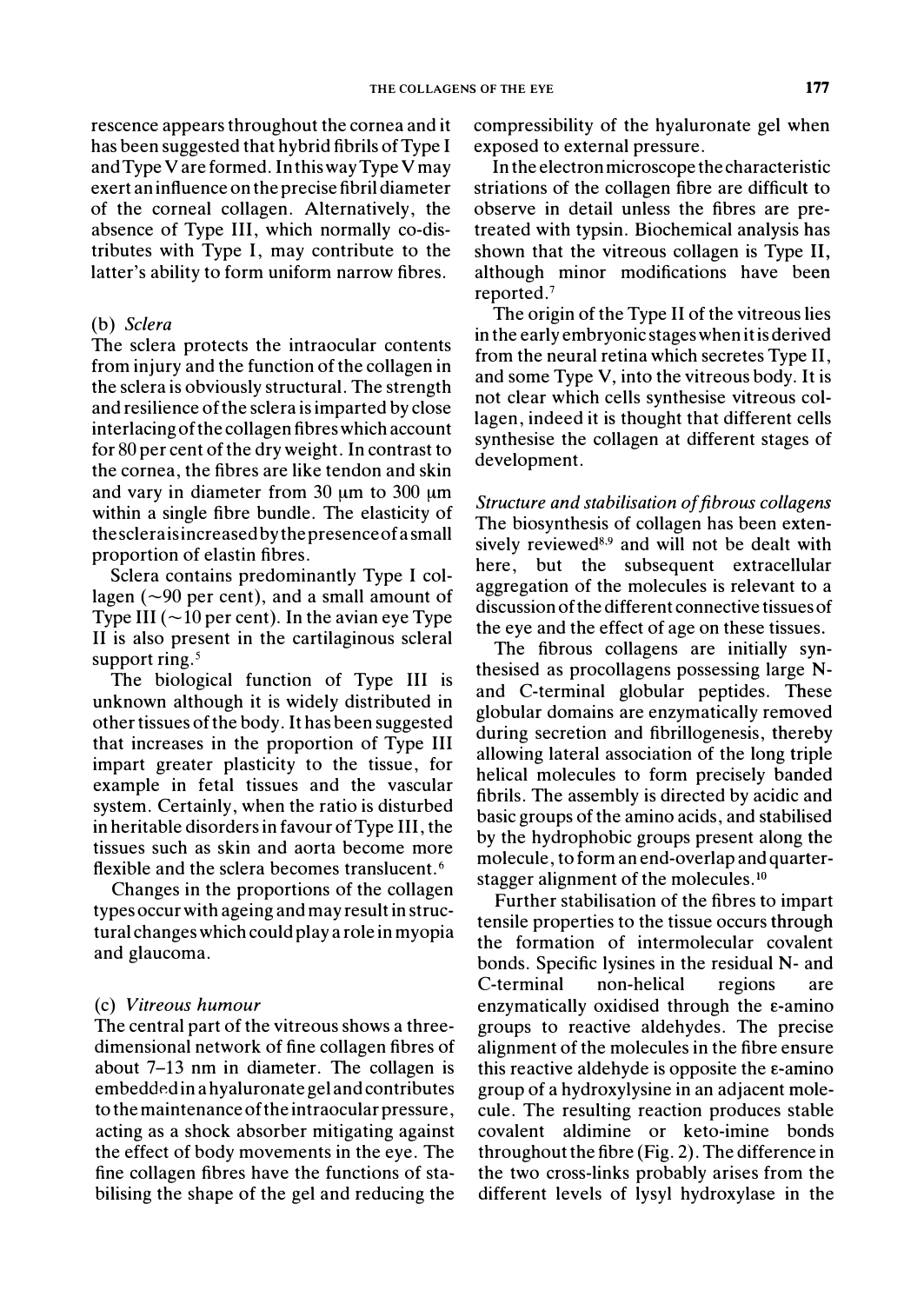rescence appears throughout the cornea and it has been suggested that hybrid fibrils of Type I and Type V are formed. In this way Type V may exert an influence on the precise fibril diameter of the corneal collagen. Alternatively, the absence of Type III, which normally co-distributes with Type I, may contribute to the latter's ability to form uniform narrow fibres.

### (b) *Sclera*

The sclera protects the intraocular contents from injury and the function of the collagen in the sclera is obviously structural. The strength and resilience of the sclera is imparted by close interlacing of the collagen fibres which account for 80 per cent of the dry weight. In contrast to the cornea, the fibres are like tendon and skin and vary in diameter from 30 μm to 300 μm within a single fibre bundle. The elasticity of the sclera is increased by the presence of a small proportion of elastin fibres.

Sclera contains predominantly Type I collagen (~90 per cent), and a small amount of Type III (~10 per cent). In the avian eye Type II is also present in the cartilaginous scleral support ring.[5]

The biological function of Type III is unknown although it is widely distributed in other tissues of the body. It has been suggested that increases in the proportion of Type III impart greater plasticity to the tissue, for example in fetal tissues and the vascular system. Certainly, when the ratio is disturbed in heritable disorders in favour of Type III, the tissues such as skin and aorta become more flexible and the sclera becomes translucent.[6]

Changes in the proportions of the collagen types occur with ageing and may result in structural changes which could play a role in myopia and glaucoma.

### (c) *Vitreous humour*

The central part of the vitreous shows a three-dimensional network of fine collagen fibres of about 7–13 nm in diameter. The collagen is embedded in a hyaluronate gel and contributes to the maintenance of the intraocular pressure, acting as a shock absorber mitigating against the effect of body movements in the eye. The fine collagen fibres have the functions of stabilising the shape of the gel and reducing the compressibility of the hyaluronate gel when exposed to external pressure.

In the electron microscope the characteristic striations of the collagen fibre are difficult to observe in detail unless the fibres are pretreated with typsin. Biochemical analysis has shown that the vitreous collagen is Type II, although minor modifications have been reported.[7]

The origin of the Type II of the vitreous lies in the early embryonic stages when it is derived from the neural retina which secretes Type II, and some Type V, into the vitreous body. It is not clear which cells synthesise vitreous collagen, indeed it is thought that different cells synthesise the collagen at different stages of development.

### *Structure and stabilisation of fibrous collagens*

The biosynthesis of collagen has been extensively reviewed[8,9] and will not be dealt with here, but the subsequent extracellular aggregation of the molecules is relevant to a discussion of the different connective tissues of the eye and the effect of age on these tissues.

The fibrous collagens are initially synthesised as procollagens possessing large N- and C-terminal globular peptides. These globular domains are enzymatically removed during secretion and fibrillogenesis, thereby allowing lateral association of the long triple helical molecules to form precisely banded fibrils. The assembly is directed by acidic and basic groups of the amino acids, and stabilised by the hydrophobic groups present along the molecule, to form an end-overlap and quarter-stagger alignment of the molecules.[10]

Further stabilisation of the fibres to impart tensile properties to the tissue occurs through the formation of intermolecular covalent bonds. Specific lysines in the residual N- and C-terminal non-helical regions are enzymatically oxidised through the ε-amino groups to reactive aldehydes. The precise alignment of the molecules in the fibre ensure this reactive aldehyde is opposite the ε-amino group of a hydroxylysine in an adjacent molecule. The resulting reaction produces stable covalent aldimine or keto-imine bonds throughout the fibre (Fig. 2). The difference in the two cross-links probably arises from the different levels of lysyl hydroxylase in the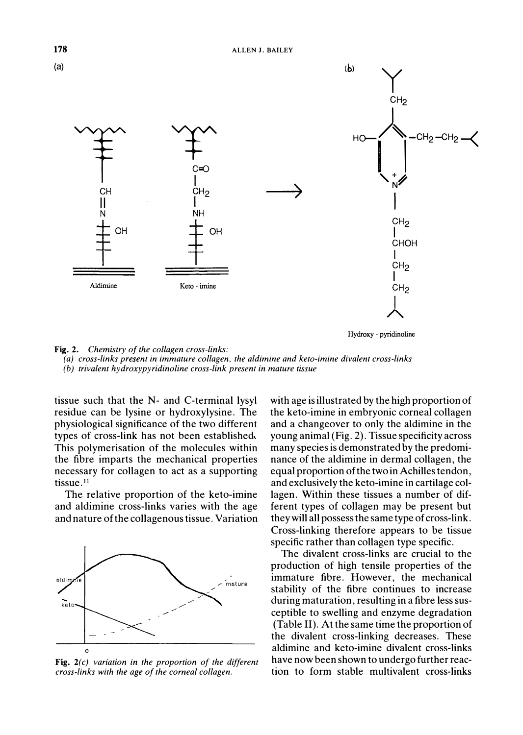(a)

Aldimine

Keto - imine

(b)

Hydroxy - pyridinoline

**Fig. 2.** *Chemistry of the collagen cross-links:*
*(a) cross-links present in immature collagen, the aldimine and keto-imine divalent cross-links*
*(b) trivalent hydroxypyridinoline cross-link present in mature tissue*

tissue such that the N- and C-terminal lysyl residue can be lysine or hydroxylysine. The physiological significance of the two different types of cross-link has not been established. This polymerisation of the molecules within the fibre imparts the mechanical properties necessary for collagen to act as a supporting tissue.[11]

The relative proportion of the keto-imine and aldimine cross-links varies with the age and nature of the collagenous tissue. Variation with age is illustrated by the high proportion of the keto-imine in embryonic corneal collagen and a changeover to only the aldimine in the young animal (Fig. 2). Tissue specificity across many species is demonstrated by the predominance of the aldimine in dermal collagen, the equal proportion of the two in Achilles tendon, and exclusively the keto-imine in cartilage collagen. Within these tissues a number of different types of collagen may be present but they will all possess the same type of cross-link. Cross-linking therefore appears to be tissue specific rather than collagen type specific.

**Fig. 2**(c) *variation in the proportion of the different cross-links with the age of the corneal collagen.*

The divalent cross-links are crucial to the production of high tensile properties of the immature fibre. However, the mechanical stability of the fibre continues to increase during maturation, resulting in a fibre less susceptible to swelling and enzyme degradation (Table II). At the same time the proportion of the divalent cross-linking decreases. These aldimine and keto-imine divalent cross-links have now been shown to undergo further reaction to form stable multivalent cross-links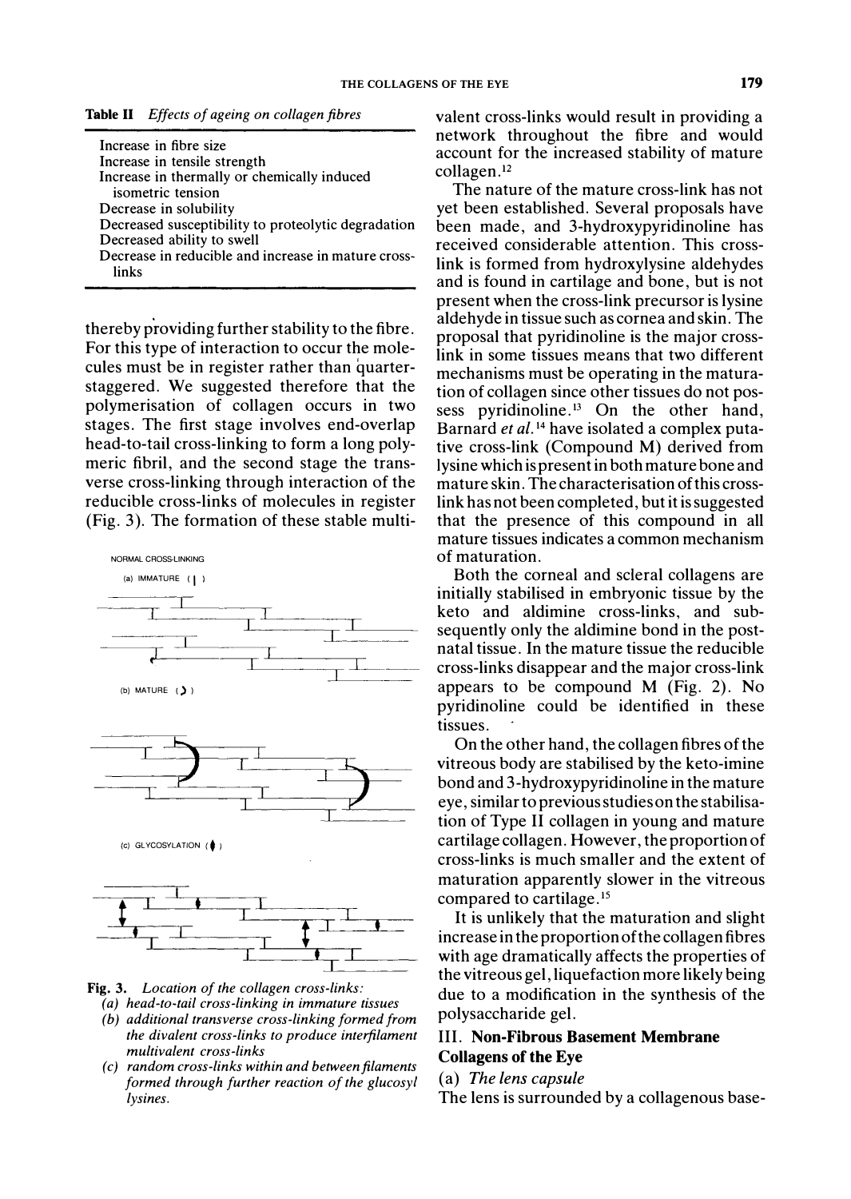**Table II** *Effects of ageing on collagen fibres*

| |
|---|
| Increase in fibre size |
| Increase in tensile strength |
| Increase in thermally or chemically induced isometric tension |
| Decrease in solubility |
| Decreased susceptibility to proteolytic degradation |
| Decreased ability to swell |
| Decrease in reducible and increase in mature cross-links |

thereby providing further stability to the fibre. For this type of interaction to occur the molecules must be in register rather than quarter-staggered. We suggested therefore that the polymerisation of collagen occurs in two stages. The first stage involves end-overlap head-to-tail cross-linking to form a long polymeric fibril, and the second stage the transverse cross-linking through interaction of the reducible cross-links of molecules in register (Fig. 3). The formation of these stable multivalent cross-links would result in providing a network throughout the fibre and would account for the increased stability of mature collagen.[12]

NORMAL CROSS-LINKING

(a) IMMATURE ( | )

(b) MATURE ( ) )

(c) GLYCOSYLATION ( ♦ )

**Fig. 3.** *Location of the collagen cross-links:*
*(a) head-to-tail cross-linking in immature tissues*
*(b) additional transverse cross-linking formed from the divalent cross-links to produce interfilament multivalent cross-links*
*(c) random cross-links within and between filaments formed through further reaction of the glucosyl lysines.*

The nature of the mature cross-link has not yet been established. Several proposals have been made, and 3-hydroxypyridinoline has received considerable attention. This cross-link is formed from hydroxylysine aldehydes and is found in cartilage and bone, but is not present when the cross-link precursor is lysine aldehyde in tissue such as cornea and skin. The proposal that pyridinoline is the major cross-link in some tissues means that two different mechanisms must be operating in the maturation of collagen since other tissues do not possess pyridinoline.[13] On the other hand, Barnard *et al.*[14] have isolated a complex putative cross-link (Compound M) derived from lysine which is present in both mature bone and mature skin. The characterisation of this cross-link has not been completed, but it is suggested that the presence of this compound in all mature tissues indicates a common mechanism of maturation.

Both the corneal and scleral collagens are initially stabilised in embryonic tissue by the keto and aldimine cross-links, and subsequently only the aldimine bond in the post-natal tissue. In the mature tissue the reducible cross-links disappear and the major cross-link appears to be compound M (Fig. 2). No pyridinoline could be identified in these tissues.

On the other hand, the collagen fibres of the vitreous body are stabilised by the keto-imine bond and 3-hydroxypyridinoline in the mature eye, similar to previous studies on the stabilisation of Type II collagen in young and mature cartilage collagen. However, the proportion of cross-links is much smaller and the extent of maturation apparently slower in the vitreous compared to cartilage.[15]

It is unlikely that the maturation and slight increase in the proportion of the collagen fibres with age dramatically affects the properties of the vitreous gel, liquefaction more likely being due to a modification in the synthesis of the polysaccharide gel.

## III. Non-Fibrous Basement Membrane Collagens of the Eye

### (a) *The lens capsule*

The lens is surrounded by a collagenous base-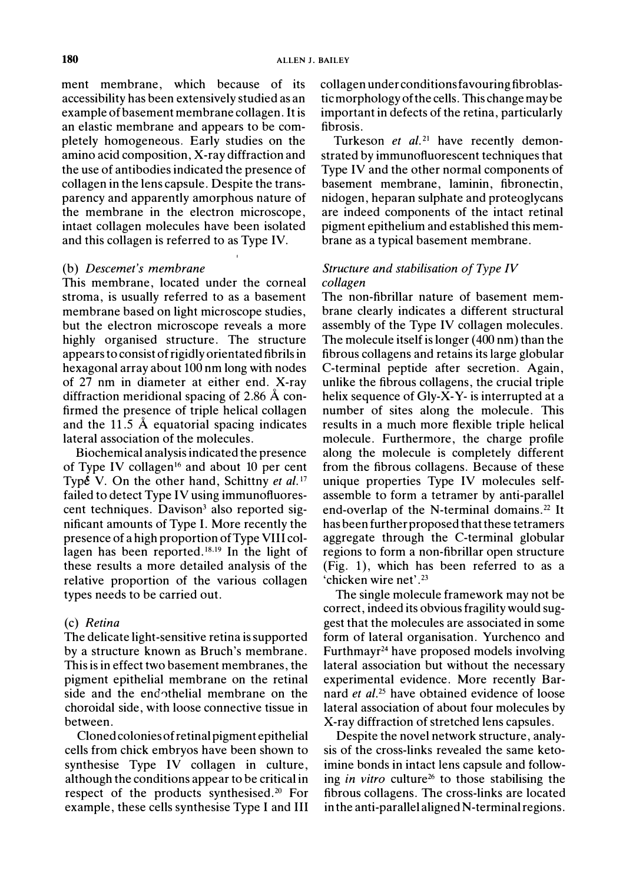ment membrane, which because of its accessibility has been extensively studied as an example of basement membrane collagen. It is an elastic membrane and appears to be completely homogeneous. Early studies on the amino acid composition, X-ray diffraction and the use of antibodies indicated the presence of collagen in the lens capsule. Despite the transparency and apparently amorphous nature of the membrane in the electron microscope, intact collagen molecules have been isolated and this collagen is referred to as Type IV.

(b) *Descemet's membrane*

This membrane, located under the corneal stroma, is usually referred to as a basement membrane based on light microscope studies, but the electron microscope reveals a more highly organised structure. The structure appears to consist of rigidly orientated fibrils in hexagonal array about 100 nm long with nodes of 27 nm in diameter at either end. X-ray diffraction meridional spacing of 2.86 Å confirmed the presence of triple helical collagen and the 11.5 Å equatorial spacing indicates lateral association of the molecules.

Biochemical analysis indicated the presence of Type IV collagen[16] and about 10 per cent Type V. On the other hand, Schittny *et al.*[17] failed to detect Type IV using immunofluorescent techniques. Davison[3] also reported significant amounts of Type I. More recently the presence of a high proportion of Type VIII collagen has been reported.[18,19] In the light of these results a more detailed analysis of the relative proportion of the various collagen types needs to be carried out.

(c) *Retina*

The delicate light-sensitive retina is supported by a structure known as Bruch's membrane. This is in effect two basement membranes, the pigment epithelial membrane on the retinal side and the endothelial membrane on the choroidal side, with loose connective tissue in between.

Cloned colonies of retinal pigment epithelial cells from chick embryos have been shown to synthesise Type IV collagen in culture, although the conditions appear to be critical in respect of the products synthesised.[20] For example, these cells synthesise Type I and III collagen under conditions favouring fibroblastic morphology of the cells. This change may be important in defects of the retina, particularly fibrosis.

Turkeson *et al.*[21] have recently demonstrated by immunofluorescent techniques that Type IV and the other normal components of basement membrane, laminin, fibronectin, nidogen, heparan sulphate and proteoglycans are indeed components of the intact retinal pigment epithelium and established this membrane as a typical basement membrane.

*Structure and stabilisation of Type IV collagen*

The non-fibrillar nature of basement membrane clearly indicates a different structural assembly of the Type IV collagen molecules. The molecule itself is longer (400 nm) than the fibrous collagens and retains its large globular C-terminal peptide after secretion. Again, unlike the fibrous collagens, the crucial triple helix sequence of Gly-X-Y- is interrupted at a number of sites along the molecule. This results in a much more flexible triple helical molecule. Furthermore, the charge profile along the molecule is completely different from the fibrous collagens. Because of these unique properties Type IV molecules self-assemble to form a tetramer by anti-parallel end-overlap of the N-terminal domains.[22] It has been further proposed that these tetramers aggregate through the C-terminal globular regions to form a non-fibrillar open structure (Fig. 1), which has been referred to as a 'chicken wire net'.[23]

The single molecule framework may not be correct, indeed its obvious fragility would suggest that the molecules are associated in some form of lateral organisation. Yurchenco and Furthmayr[24] have proposed models involving lateral association but without the necessary experimental evidence. More recently Barnard *et al.*[25] have obtained evidence of loose lateral association of about four molecules by X-ray diffraction of stretched lens capsules.

Despite the novel network structure, analysis of the cross-links revealed the same keto-imine bonds in intact lens capsule and following *in vitro* culture[26] to those stabilising the fibrous collagens. The cross-links are located in the anti-parallel aligned N-terminal regions.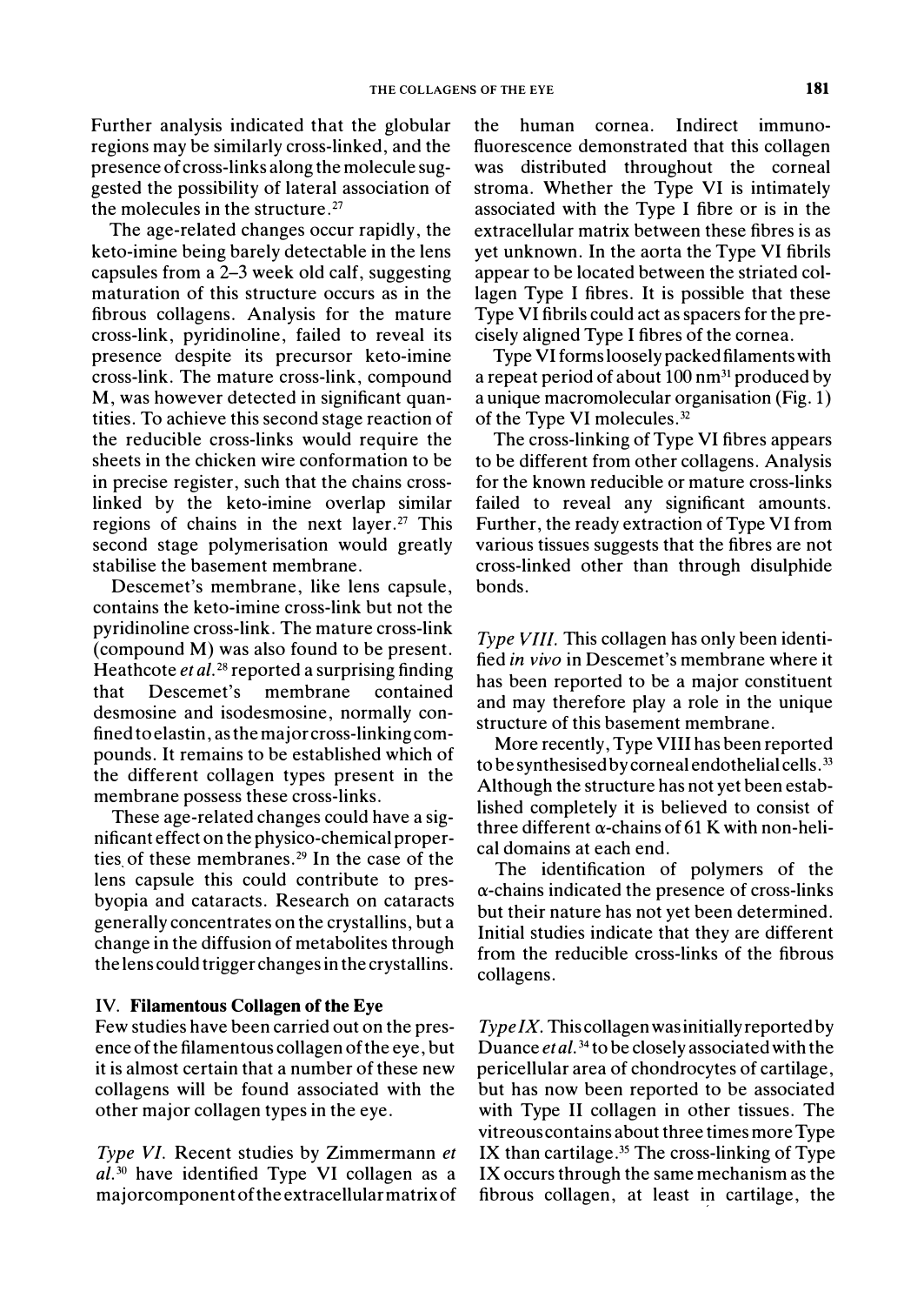Further analysis indicated that the globular regions may be similarly cross-linked, and the presence of cross-links along the molecule suggested the possibility of lateral association of the molecules in the structure.[27]

The age-related changes occur rapidly, the keto-imine being barely detectable in the lens capsules from a 2–3 week old calf, suggesting maturation of this structure occurs as in the fibrous collagens. Analysis for the mature cross-link, pyridinoline, failed to reveal its presence despite its precursor keto-imine cross-link. The mature cross-link, compound M, was however detected in significant quantities. To achieve this second stage reaction of the reducible cross-links would require the sheets in the chicken wire conformation to be in precise register, such that the chains cross-linked by the keto-imine overlap similar regions of chains in the next layer.[27] This second stage polymerisation would greatly stabilise the basement membrane.

Descemet's membrane, like lens capsule, contains the keto-imine cross-link but not the pyridinoline cross-link. The mature cross-link (compound M) was also found to be present. Heathcote *et al.*[28] reported a surprising finding that Descemet's membrane contained desmosine and isodesmosine, normally confined to elastin, as the major cross-linking compounds. It remains to be established which of the different collagen types present in the membrane possess these cross-links.

These age-related changes could have a significant effect on the physico-chemical properties of these membranes.[29] In the case of the lens capsule this could contribute to presbyopia and cataracts. Research on cataracts generally concentrates on the crystallins, but a change in the diffusion of metabolites through the lens could trigger changes in the crystallins.

## IV. Filamentous Collagen of the Eye

Few studies have been carried out on the presence of the filamentous collagen of the eye, but it is almost certain that a number of these new collagens will be found associated with the other major collagen types in the eye.

*Type VI.* Recent studies by Zimmermann *et al.*[30] have identified Type VI collagen as a major component of the extracellular matrix of the human cornea. Indirect immunofluorescence demonstrated that this collagen was distributed throughout the corneal stroma. Whether the Type VI is intimately associated with the Type I fibre or is in the extracellular matrix between these fibres is as yet unknown. In the aorta the Type VI fibrils appear to be located between the striated collagen Type I fibres. It is possible that these Type VI fibrils could act as spacers for the precisely aligned Type I fibres of the cornea.

Type VI forms loosely packed filaments with a repeat period of about 100 nm[31] produced by a unique macromolecular organisation (Fig. 1) of the Type VI molecules.[32]

The cross-linking of Type VI fibres appears to be different from other collagens. Analysis for the known reducible or mature cross-links failed to reveal any significant amounts. Further, the ready extraction of Type VI from various tissues suggests that the fibres are not cross-linked other than through disulphide bonds.

*Type VIII.* This collagen has only been identified *in vivo* in Descemet's membrane where it has been reported to be a major constituent and may therefore play a role in the unique structure of this basement membrane.

More recently, Type VIII has been reported to be synthesised by corneal endothelial cells.[33] Although the structure has not yet been established completely it is believed to consist of three different α-chains of 61 K with non-helical domains at each end.

The identification of polymers of the α-chains indicated the presence of cross-links but their nature has not yet been determined. Initial studies indicate that they are different from the reducible cross-links of the fibrous collagens.

*Type IX.* This collagen was initially reported by Duance *et al.*[34] to be closely associated with the pericellular area of chondrocytes of cartilage, but has now been reported to be associated with Type II collagen in other tissues. The vitreous contains about three times more Type IX than cartilage.[35] The cross-linking of Type IX occurs through the same mechanism as the fibrous collagen, at least in cartilage, the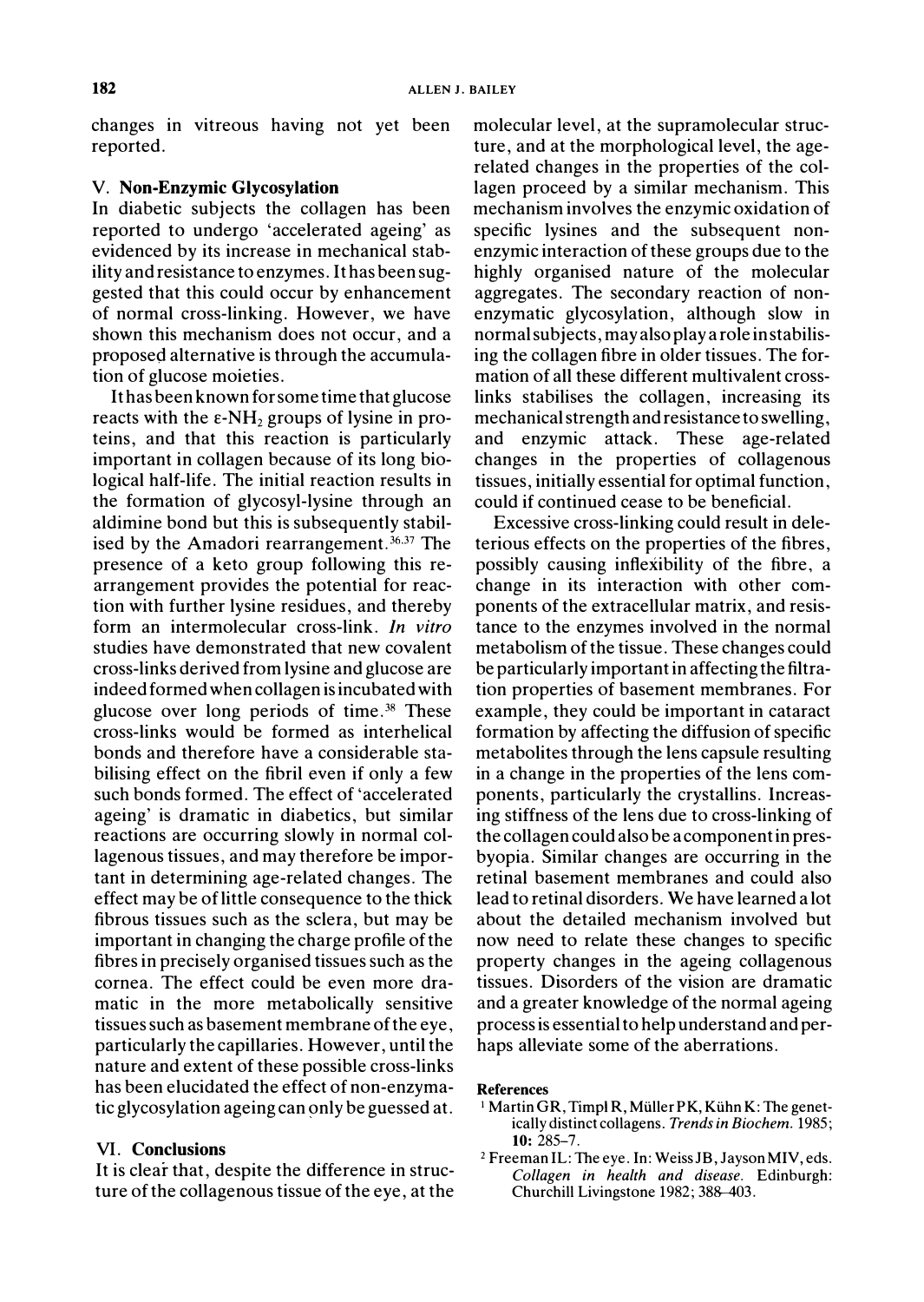changes in vitreous having not yet been reported.

### V. Non-Enzymic Glycosylation

In diabetic subjects the collagen has been reported to undergo 'accelerated ageing' as evidenced by its increase in mechanical stability and resistance to enzymes. It has been suggested that this could occur by enhancement of normal cross-linking. However, we have shown this mechanism does not occur, and a proposed alternative is through the accumulation of glucose moieties.

It has been known for some time that glucose reacts with the ε-$NH_2$ groups of lysine in proteins, and that this reaction is particularly important in collagen because of its long biological half-life. The initial reaction results in the formation of glycosyl-lysine through an aldimine bond but this is subsequently stabilised by the Amadori rearrangement.[36,37] The presence of a keto group following this re-arrangement provides the potential for reaction with further lysine residues, and thereby form an intermolecular cross-link. *In vitro* studies have demonstrated that new covalent cross-links derived from lysine and glucose are indeed formed when collagen is incubated with glucose over long periods of time.[38] These cross-links would be formed as interhelical bonds and therefore have a considerable stabilising effect on the fibril even if only a few such bonds formed. The effect of 'accelerated ageing' is dramatic in diabetics, but similar reactions are occurring slowly in normal collagenous tissues, and may therefore be important in determining age-related changes. The effect may be of little consequence to the thick fibrous tissues such as the sclera, but may be important in changing the charge profile of the fibres in precisely organised tissues such as the cornea. The effect could be even more dramatic in the more metabolically sensitive tissues such as basement membrane of the eye, particularly the capillaries. However, until the nature and extent of these possible cross-links has been elucidated the effect of non-enzymatic glycosylation ageing can only be guessed at.

### VI. Conclusions

It is clear that, despite the difference in structure of the collagenous tissue of the eye, at the molecular level, at the supramolecular structure, and at the morphological level, the age-related changes in the properties of the collagen proceed by a similar mechanism. This mechanism involves the enzymic oxidation of specific lysines and the subsequent non-enzymic interaction of these groups due to the highly organised nature of the molecular aggregates. The secondary reaction of non-enzymatic glycosylation, although slow in normal subjects, may also play a role in stabilising the collagen fibre in older tissues. The formation of all these different multivalent cross-links stabilises the collagen, increasing its mechanical strength and resistance to swelling, and enzymic attack. These age-related changes in the properties of collagenous tissues, initially essential for optimal function, could if continued cease to be beneficial.

Excessive cross-linking could result in deleterious effects on the properties of the fibres, possibly causing inflexibility of the fibre, a change in its interaction with other components of the extracellular matrix, and resistance to the enzymes involved in the normal metabolism of the tissue. These changes could be particularly important in affecting the filtration properties of basement membranes. For example, they could be important in cataract formation by affecting the diffusion of specific metabolites through the lens capsule resulting in a change in the properties of the lens components, particularly the crystallins. Increasing stiffness of the lens due to cross-linking of the collagen could also be a component in presbyopia. Similar changes are occurring in the retinal basement membranes and could also lead to retinal disorders. We have learned a lot about the detailed mechanism involved but now need to relate these changes to specific property changes in the ageing collagenous tissues. Disorders of the vision are dramatic and a greater knowledge of the normal ageing process is essential to help understand and perhaps alleviate some of the aberrations.

#### References

1. Martin GR, Timpl R, Müller PK, Kühn K: The genetically distinct collagens. *Trends in Biochem.* 1985; **10:** 285–7.
2. Freeman IL: The eye. In: Weiss JB, Jayson MIV, eds. *Collagen in health and disease.* Edinburgh: Churchill Livingstone 1982; 388–403.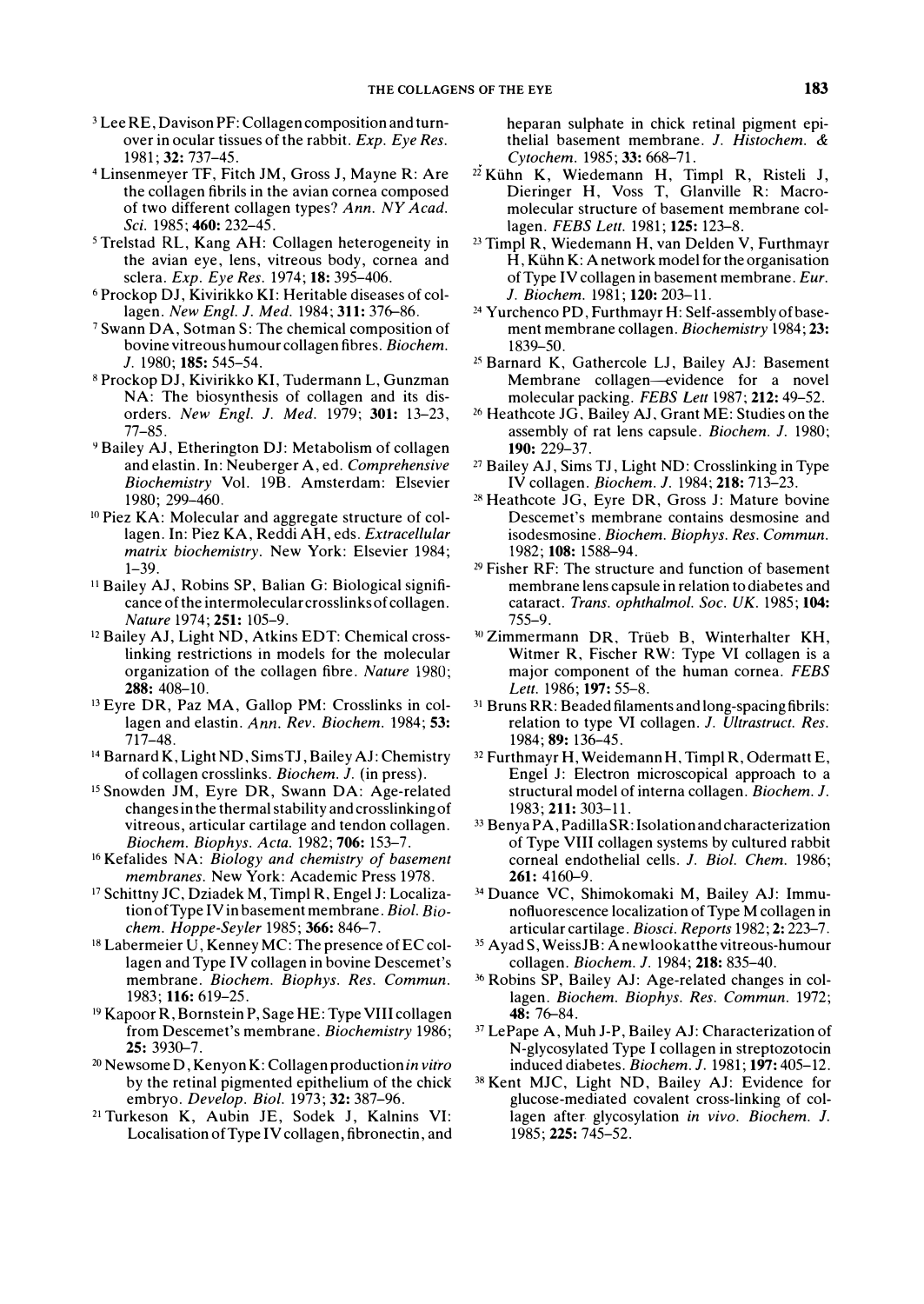[3] Lee RE, Davison PF: Collagen composition and turnover in ocular tissues of the rabbit. *Exp. Eye Res.* 1981; **32:** 737–45.

[4] Linsenmeyer TF, Fitch JM, Gross J, Mayne R: Are the collagen fibrils in the avian cornea composed of two different collagen types? *Ann. NY Acad. Sci.* 1985; **460:** 232–45.

[5] Trelstad RL, Kang AH: Collagen heterogeneity in the avian eye, lens, vitreous body, cornea and sclera. *Exp. Eye Res.* 1974; **18:** 395–406.

[6] Prockop DJ, Kivirikko KI: Heritable diseases of collagen. *New Engl. J. Med.* 1984; **311:** 376–86.

[7] Swann DA, Sotman S: The chemical composition of bovine vitreous humour collagen fibres. *Biochem. J.* 1980; **185:** 545–54.

[8] Prockop DJ, Kivirikko KI, Tudermann L, Gunzman NA: The biosynthesis of collagen and its disorders. *New Engl. J. Med.* 1979; **301:** 13–23, 77–85.

[9] Bailey AJ, Etherington DJ: Metabolism of collagen and elastin. In: Neuberger A, ed. *Comprehensive Biochemistry* Vol. 19B. Amsterdam: Elsevier 1980; 299–460.

[10] Piez KA: Molecular and aggregate structure of collagen. In: Piez KA, Reddi AH, eds. *Extracellular matrix biochemistry*. New York: Elsevier 1984; 1–39.

[11] Bailey AJ, Robins SP, Balian G: Biological significance of the intermolecular crosslinks of collagen. *Nature* 1974; **251:** 105–9.

[12] Bailey AJ, Light ND, Atkins EDT: Chemical crosslinking restrictions in models for the molecular organization of the collagen fibre. *Nature* 1980; **288:** 408–10.

[13] Eyre DR, Paz MA, Gallop PM: Crosslinks in collagen and elastin. *Ann. Rev. Biochem.* 1984; **53:** 717–48.

[14] Barnard K, Light ND, Sims TJ, Bailey AJ: Chemistry of collagen crosslinks. *Biochem. J.* (in press).

[15] Snowden JM, Eyre DR, Swann DA: Age-related changes in the thermal stability and crosslinking of vitreous, articular cartilage and tendon collagen. *Biochem. Biophys. Acta.* 1982; **706:** 153–7.

[16] Kefalides NA: *Biology and chemistry of basement membranes*. New York: Academic Press 1978.

[17] Schittny JC, Dziadek M, Timpl R, Engel J: Localization of Type IV in basement membrane. *Biol. Biochem. Hoppe-Seyler* 1985; **366:** 846–7.

[18] Labermeier U, Kenney MC: The presence of EC collagen and Type IV collagen in bovine Descemet's membrane. *Biochem. Biophys. Res. Commun.* 1983; **116:** 619–25.

[19] Kapoor R, Bornstein P, Sage HE: Type VIII collagen from Descemet's membrane. *Biochemistry* 1986; **25:** 3930–7.

[20] Newsome D, Kenyon K: Collagen production *in vitro* by the retinal pigmented epithelium of the chick embryo. *Develop. Biol.* 1973; **32:** 387–96.

[21] Turkeson K, Aubin JE, Sodek J, Kalnins VI: Localisation of Type IV collagen, fibronectin, and heparan sulphate in chick retinal pigment epithelial basement membrane. *J. Histochem. & Cytochem.* 1985; **33:** 668–71.

[22] Kühn K, Wiedemann H, Timpl R, Risteli J, Dieringer H, Voss T, Glanville R: Macromolecular structure of basement membrane collagen. *FEBS Lett.* 1981; **125:** 123–8.

[23] Timpl R, Wiedemann H, van Delden V, Furthmayr H, Kühn K: A network model for the organisation of Type IV collagen in basement membrane. *Eur. J. Biochem.* 1981; **120:** 203–11.

[24] Yurchenco PD, Furthmayr H: Self-assembly of basement membrane collagen. *Biochemistry* 1984; **23:** 1839–50.

[25] Barnard K, Gathercole LJ, Bailey AJ: Basement Membrane collagen—evidence for a novel molecular packing. *FEBS Lett* 1987; **212:** 49–52.

[26] Heathcote JG, Bailey AJ, Grant ME: Studies on the assembly of rat lens capsule. *Biochem. J.* 1980; **190:** 229–37.

[27] Bailey AJ, Sims TJ, Light ND: Crosslinking in Type IV collagen. *Biochem. J.* 1984; **218:** 713–23.

[28] Heathcote JG, Eyre DR, Gross J: Mature bovine Descemet's membrane contains desmosine and isodesmosine. *Biochem. Biophys. Res. Commun.* 1982; **108:** 1588–94.

[29] Fisher RF: The structure and function of basement membrane lens capsule in relation to diabetes and cataract. *Trans. ophthalmol. Soc. UK.* 1985; **104:** 755–9.

[30] Zimmermann DR, Trüeb B, Winterhalter KH, Witmer R, Fischer RW: Type VI collagen is a major component of the human cornea. *FEBS Lett.* 1986; **197:** 55–8.

[31] Bruns RR: Beaded filaments and long-spacing fibrils: relation to type VI collagen. *J. Ultrastruct. Res.* 1984; **89:** 136–45.

[32] Furthmayr H, Weidemann H, Timpl R, Odermatt E, Engel J: Electron microscopical approach to a structural model of interna collagen. *Biochem. J.* 1983; **211:** 303–11.

[33] Benya PA, Padilla SR: Isolation and characterization of Type VIII collagen systems by cultured rabbit corneal endothelial cells. *J. Biol. Chem.* 1986; **261:** 4160–9.

[34] Duance VC, Shimokomaki M, Bailey AJ: Immunofluorescence localization of Type M collagen in articular cartilage. *Biosci. Reports* 1982; **2:** 223–7.

[35] Ayad S, Weiss JB: A new look at the vitreous-humour collagen. *Biochem. J.* 1984; **218:** 835–40.

[36] Robins SP, Bailey AJ: Age-related changes in collagen. *Biochem. Biophys. Res. Commun.* 1972; **48:** 76–84.

[37] LePape A, Muh J-P, Bailey AJ: Characterization of N-glycosylated Type I collagen in streptozotocin induced diabetes. *Biochem. J.* 1981; **197:** 405–12.

[38] Kent MJC, Light ND, Bailey AJ: Evidence for glucose-mediated covalent cross-linking of collagen after glycosylation *in vivo*. *Biochem. J.* 1985; **225:** 745–52.